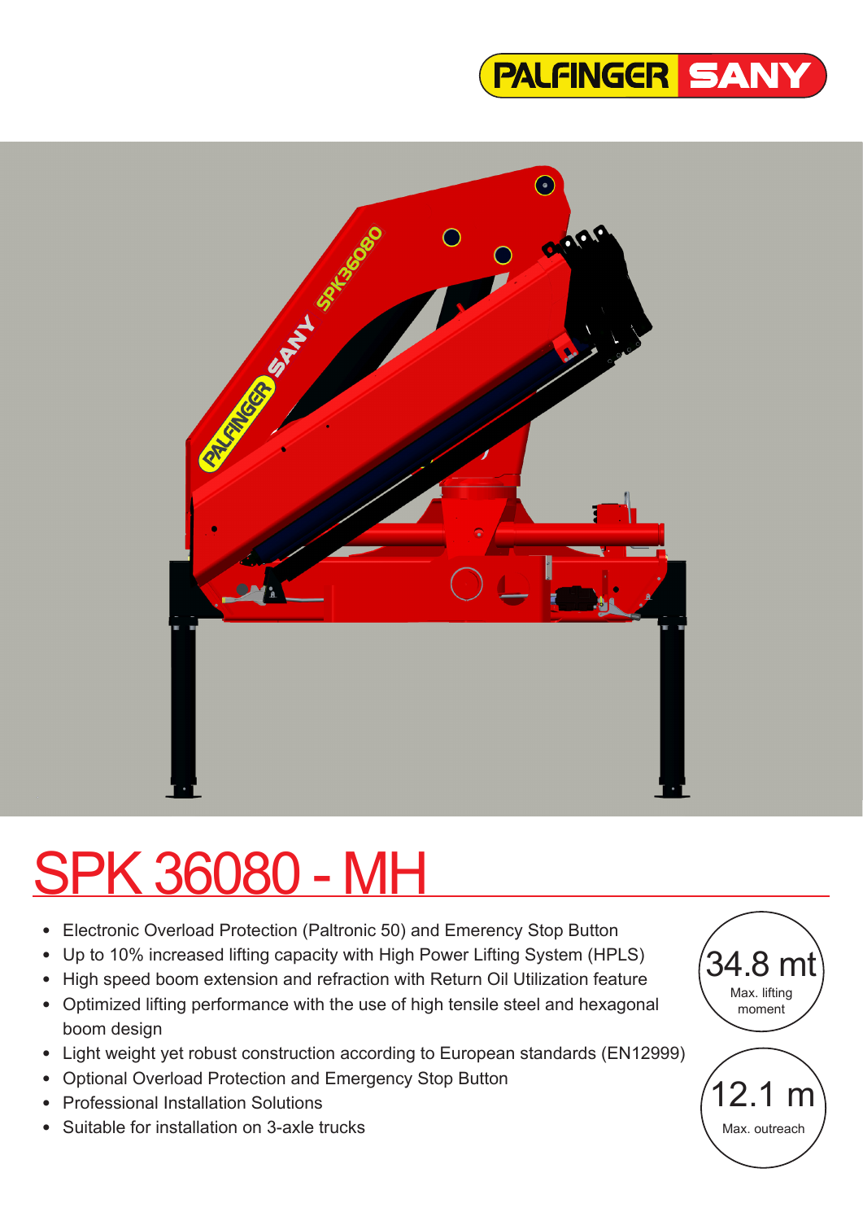PALFINGER SANY

# SPK 36080 - MH

- Electronic Overload Protection (Paltronic 50) and Emerency Stop Button
- Up to 10% increased lifting capacity with High Power Lifting System (HPLS)
- High speed boom extension and refraction with Return Oil Utilization feature
- Optimized lifting performance with the use of high tensile steel and hexagonal boom design
- Light weight yet robust construction according to European standards (EN12999)
- Optional Overload Protection and Emergency Stop Button
- Professional Installation Solutions
- Suitable for installation on 3-axle trucks

34.8 mt
Max. lifting moment

12.1 m
Max. outreach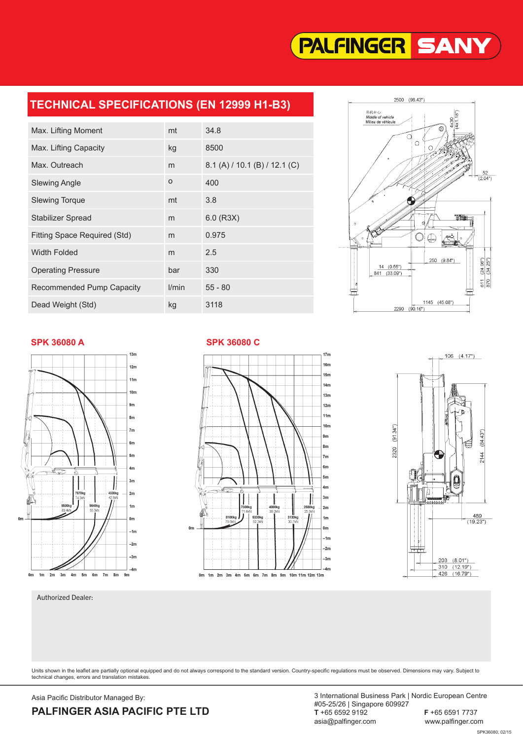PALFINGER SANY

## TECHNICAL SPECIFICATIONS (EN 12999 H1-B3)

| | | |
|---|---|---|
| Max. Lifting Moment | mt | 34.8 |
| Max. Lifting Capacity | kg | 8500 |
| Max. Outreach | m | 8.1 (A) / 10.1 (B) / 12.1 (C) |
| Slewing Angle | o | 400 |
| Slewing Torque | mt | 3.8 |
| Stabilizer Spread | m | 6.0 (R3X) |
| Fitting Space Required (Std) | m | 0.975 |
| Width Folded | m | 2.5 |
| Operating Pressure | bar | 330 |
| Recommended Pump Capacity | l/min | 55 - 80 |
| Dead Weight (Std) | kg | 3118 |

2500 (98.43")
吊机中心
Middle of vehicle
Milieu de véhicule
4x30 (4x1.18")
52 (2.04")
250 (9.84")
14 (0.55")
841 (33.09")
611 (24.06")
870 (34.25")
1145 (45.08")
2290 (90.16")

### SPK 36080 A

7670kg 74.3kN
4330kg 42.9kN
8500kg 83.4kN
5640kg 55.3kN

### SPK 36080 C

7300kg 71.6kN
4000kg 39.3kN
2580kg 25.3kN
8100kg 79.5kN
6330kg 62.3kN
3130kg 30.7kN

106 (4.17")
2320 (91.34")
2144 (84.43")
489 (19.23")
203 (8.01")
310 (12.19")
426 (16.79")

Authorized Dealer:

Units shown in the leaflet are partially optional equipped and do not always correspond to the standard version. Country-specific regulations must be observed. Dimensions may vary. Subject to technical changes, errors and translation mistakes.

Asia Pacific Distributor Managed By:

**PALFINGER ASIA PACIFIC PTE LTD**

3 International Business Park | Nordic European Centre
#05-25/26 | Singapore 609927
**T** +65 6592 9192 **F** +65 6591 7737
asia@palfinger.com www.palfinger.com

SPK36080, 02/15